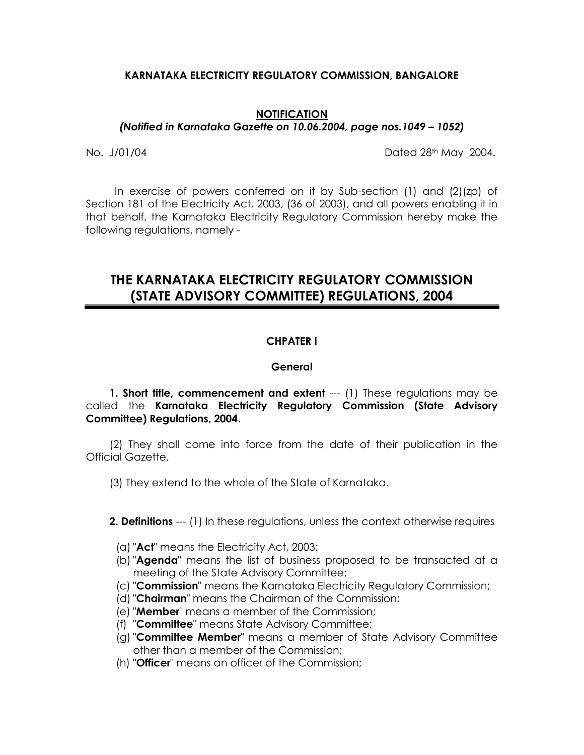**KARNATAKA ELECTRICITY REGULATORY COMMISSION, BANGALORE**

**NOTIFICATION**

***(Notified in Karnataka Gazette on 10.06.2004, page nos.1049 – 1052)***

No. J/01/04 Dated 28th May 2004.

In exercise of powers conferred on it by Sub-section (1) and (2)(zp) of Section 181 of the Electricity Act, 2003, (36 of 2003), and all powers enabling it in that behalf, the Karnataka Electricity Regulatory Commission hereby make the following regulations, namely -

# THE KARNATAKA ELECTRICITY REGULATORY COMMISSION (STATE ADVISORY COMMITTEE) REGULATIONS, 2004

## CHPATER I

### General

**1. Short title, commencement and extent** --- (1) These regulations may be called the **Karnataka Electricity Regulatory Commission (State Advisory Committee) Regulations, 2004**.

(2) They shall come into force from the date of their publication in the Official Gazette.

(3) They extend to the whole of the State of Karnataka.

**2. Definitions** --- (1) In these regulations, unless the context otherwise requires

(a) "**Act**" means the Electricity Act, 2003;
(b) "**Agenda**" means the list of business proposed to be transacted at a meeting of the State Advisory Committee;
(c) "**Commission**" means the Karnataka Electricity Regulatory Commission;
(d) "**Chairman**" means the Chairman of the Commission;
(e) "**Member**" means a member of the Commission;
(f) "**Committee**" means State Advisory Committee;
(g) "**Committee Member**" means a member of State Advisory Committee other than a member of the Commission;
(h) "**Officer**" means an officer of the Commission;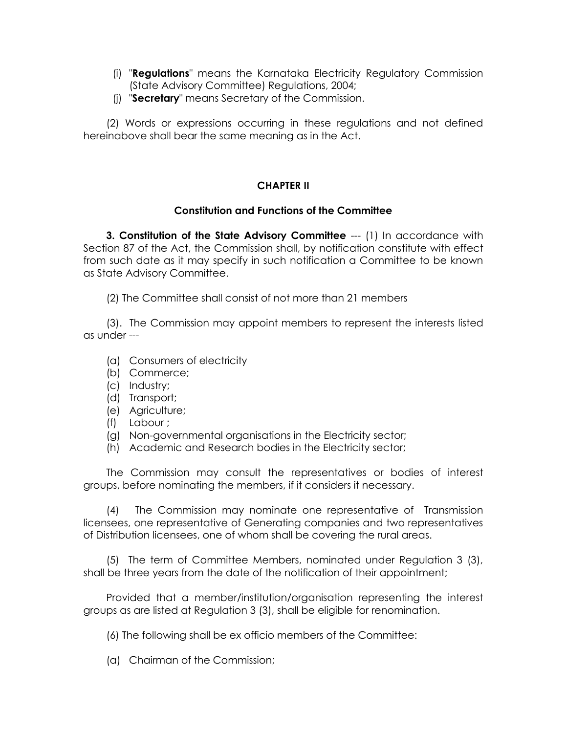(i) "**Regulations**" means the Karnataka Electricity Regulatory Commission (State Advisory Committee) Regulations, 2004;

(j) "**Secretary**" means Secretary of the Commission.

(2) Words or expressions occurring in these regulations and not defined hereinabove shall bear the same meaning as in the Act.

## CHAPTER II

### Constitution and Functions of the Committee

**3. Constitution of the State Advisory Committee** --- (1) In accordance with Section 87 of the Act, the Commission shall, by notification constitute with effect from such date as it may specify in such notification a Committee to be known as State Advisory Committee.

(2) The Committee shall consist of not more than 21 members

(3). The Commission may appoint members to represent the interests listed as under ---

(a) Consumers of electricity
(b) Commerce;
(c) Industry;
(d) Transport;
(e) Agriculture;
(f) Labour ;
(g) Non-governmental organisations in the Electricity sector;
(h) Academic and Research bodies in the Electricity sector;

The Commission may consult the representatives or bodies of interest groups, before nominating the members, if it considers it necessary.

(4) The Commission may nominate one representative of Transmission licensees, one representative of Generating companies and two representatives of Distribution licensees, one of whom shall be covering the rural areas.

(5) The term of Committee Members, nominated under Regulation 3 (3), shall be three years from the date of the notification of their appointment;

Provided that a member/institution/organisation representing the interest groups as are listed at Regulation 3 (3), shall be eligible for renomination.

(6) The following shall be ex officio members of the Committee:

(a) Chairman of the Commission;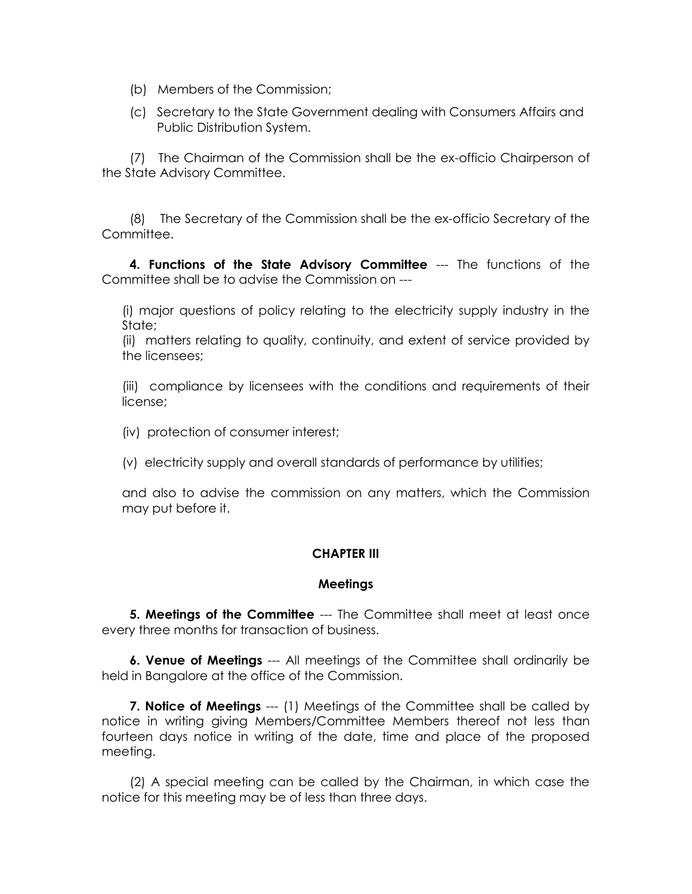(b) Members of the Commission;

(c) Secretary to the State Government dealing with Consumers Affairs and Public Distribution System.

(7) The Chairman of the Commission shall be the ex-officio Chairperson of the State Advisory Committee.

(8) The Secretary of the Commission shall be the ex-officio Secretary of the Committee.

**4. Functions of the State Advisory Committee** --- The functions of the Committee shall be to advise the Commission on ---

(i) major questions of policy relating to the electricity supply industry in the State;

(ii) matters relating to quality, continuity, and extent of service provided by the licensees;

(iii) compliance by licensees with the conditions and requirements of their license;

(iv) protection of consumer interest;

(v) electricity supply and overall standards of performance by utilities;

and also to advise the commission on any matters, which the Commission may put before it.

## CHAPTER III

### Meetings

**5. Meetings of the Committee** --- The Committee shall meet at least once every three months for transaction of business.

**6. Venue of Meetings** --- All meetings of the Committee shall ordinarily be held in Bangalore at the office of the Commission.

**7. Notice of Meetings** --- (1) Meetings of the Committee shall be called by notice in writing giving Members/Committee Members thereof not less than fourteen days notice in writing of the date, time and place of the proposed meeting.

(2) A special meeting can be called by the Chairman, in which case the notice for this meeting may be of less than three days.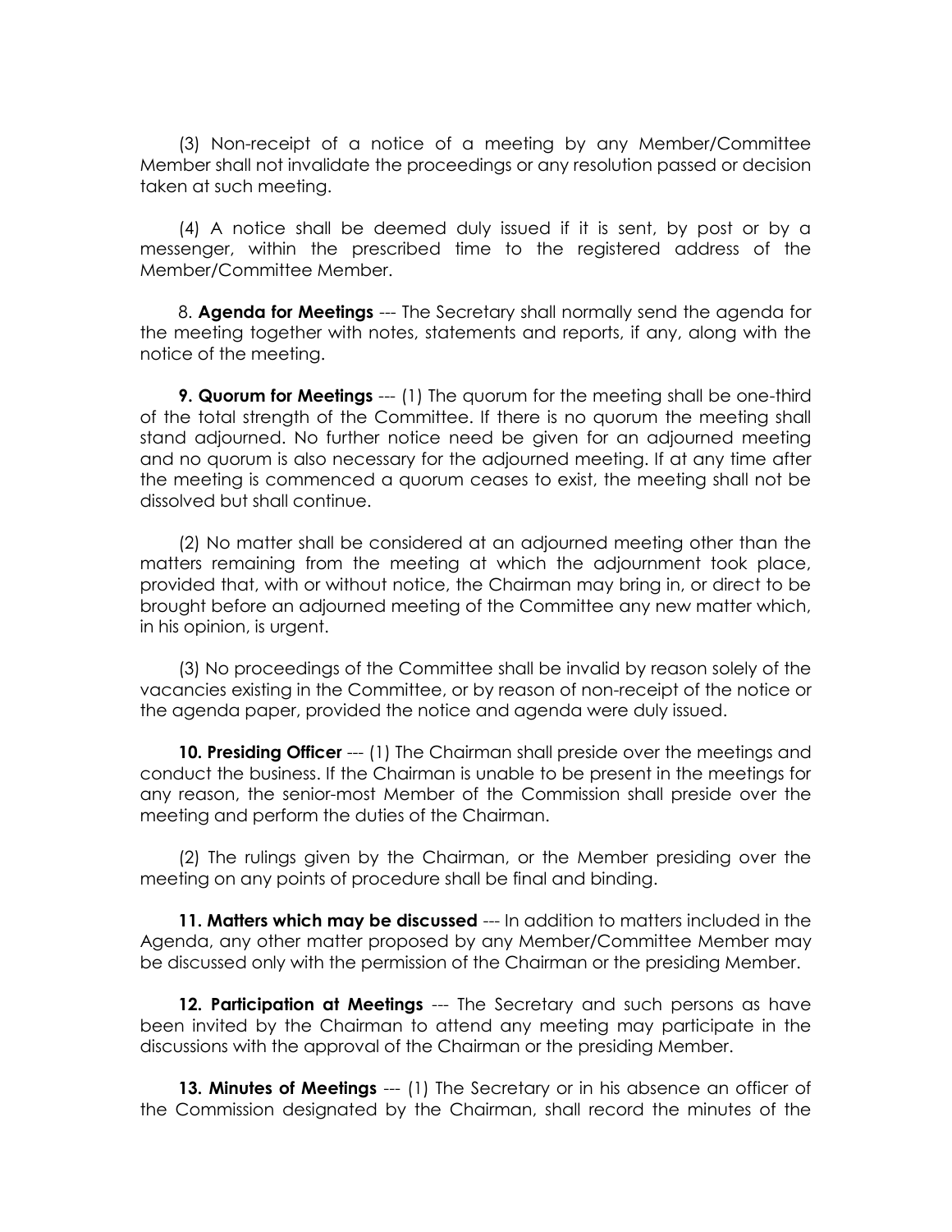(3) Non-receipt of a notice of a meeting by any Member/Committee Member shall not invalidate the proceedings or any resolution passed or decision taken at such meeting.

(4) A notice shall be deemed duly issued if it is sent, by post or by a messenger, within the prescribed time to the registered address of the Member/Committee Member.

8. **Agenda for Meetings** --- The Secretary shall normally send the agenda for the meeting together with notes, statements and reports, if any, along with the notice of the meeting.

**9. Quorum for Meetings** --- (1) The quorum for the meeting shall be one-third of the total strength of the Committee. If there is no quorum the meeting shall stand adjourned. No further notice need be given for an adjourned meeting and no quorum is also necessary for the adjourned meeting. If at any time after the meeting is commenced a quorum ceases to exist, the meeting shall not be dissolved but shall continue.

(2) No matter shall be considered at an adjourned meeting other than the matters remaining from the meeting at which the adjournment took place, provided that, with or without notice, the Chairman may bring in, or direct to be brought before an adjourned meeting of the Committee any new matter which, in his opinion, is urgent.

(3) No proceedings of the Committee shall be invalid by reason solely of the vacancies existing in the Committee, or by reason of non-receipt of the notice or the agenda paper, provided the notice and agenda were duly issued.

**10. Presiding Officer** --- (1) The Chairman shall preside over the meetings and conduct the business. If the Chairman is unable to be present in the meetings for any reason, the senior-most Member of the Commission shall preside over the meeting and perform the duties of the Chairman.

(2) The rulings given by the Chairman, or the Member presiding over the meeting on any points of procedure shall be final and binding.

**11. Matters which may be discussed** --- In addition to matters included in the Agenda, any other matter proposed by any Member/Committee Member may be discussed only with the permission of the Chairman or the presiding Member.

**12. Participation at Meetings** --- The Secretary and such persons as have been invited by the Chairman to attend any meeting may participate in the discussions with the approval of the Chairman or the presiding Member.

**13. Minutes of Meetings** --- (1) The Secretary or in his absence an officer of the Commission designated by the Chairman, shall record the minutes of the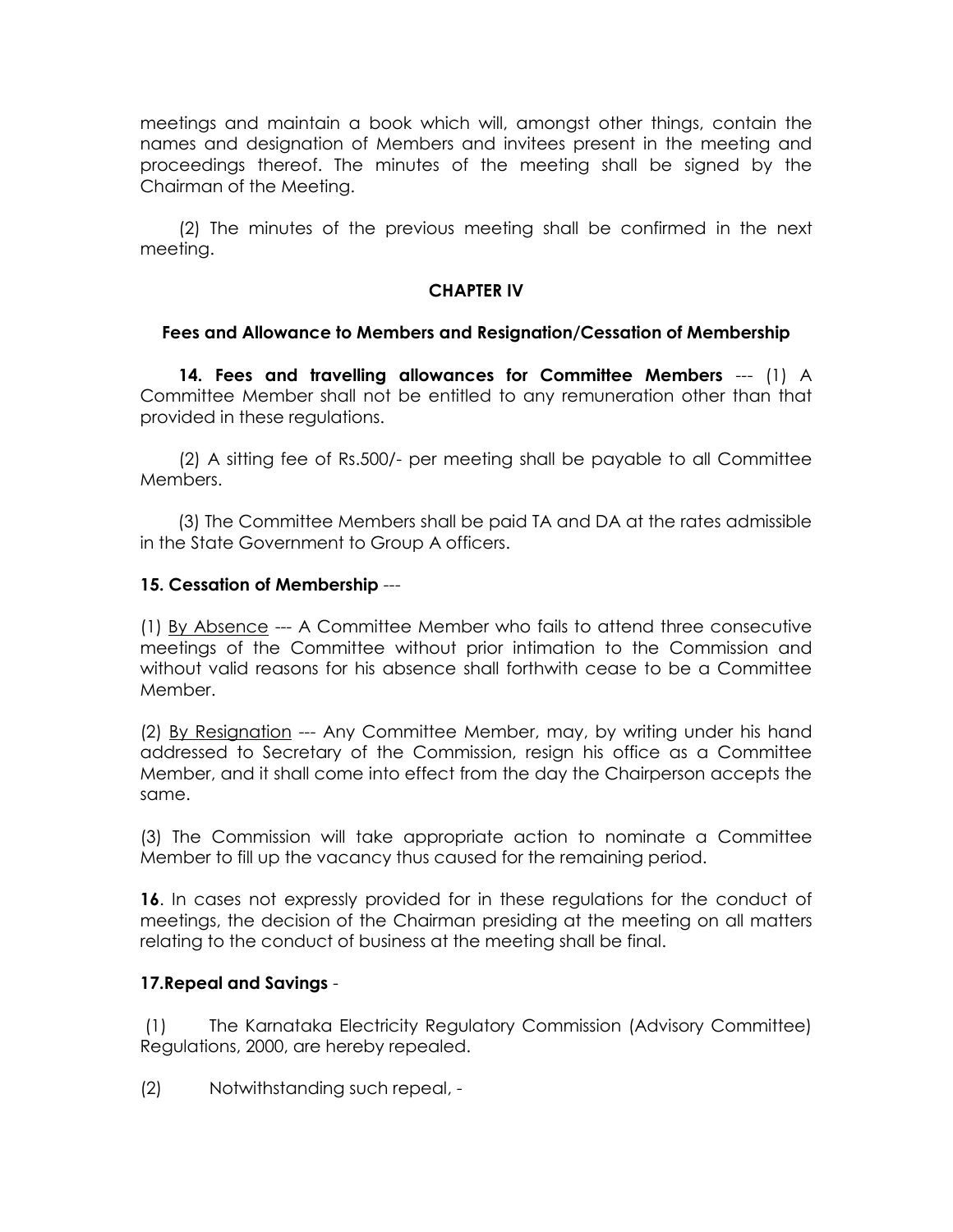meetings and maintain a book which will, amongst other things, contain the names and designation of Members and invitees present in the meeting and proceedings thereof. The minutes of the meeting shall be signed by the Chairman of the Meeting.

(2) The minutes of the previous meeting shall be confirmed in the next meeting.

## CHAPTER IV

### Fees and Allowance to Members and Resignation/Cessation of Membership

**14. Fees and travelling allowances for Committee Members** --- (1) A Committee Member shall not be entitled to any remuneration other than that provided in these regulations.

(2) A sitting fee of Rs.500/- per meeting shall be payable to all Committee Members.

(3) The Committee Members shall be paid TA and DA at the rates admissible in the State Government to Group A officers.

**15. Cessation of Membership** ---

(1) By Absence --- A Committee Member who fails to attend three consecutive meetings of the Committee without prior intimation to the Commission and without valid reasons for his absence shall forthwith cease to be a Committee Member.

(2) By Resignation --- Any Committee Member, may, by writing under his hand addressed to Secretary of the Commission, resign his office as a Committee Member, and it shall come into effect from the day the Chairperson accepts the same.

(3) The Commission will take appropriate action to nominate a Committee Member to fill up the vacancy thus caused for the remaining period.

**16**. In cases not expressly provided for in these regulations for the conduct of meetings, the decision of the Chairman presiding at the meeting on all matters relating to the conduct of business at the meeting shall be final.

**17.Repeal and Savings** -

(1) The Karnataka Electricity Regulatory Commission (Advisory Committee) Regulations, 2000, are hereby repealed.

(2) Notwithstanding such repeal, -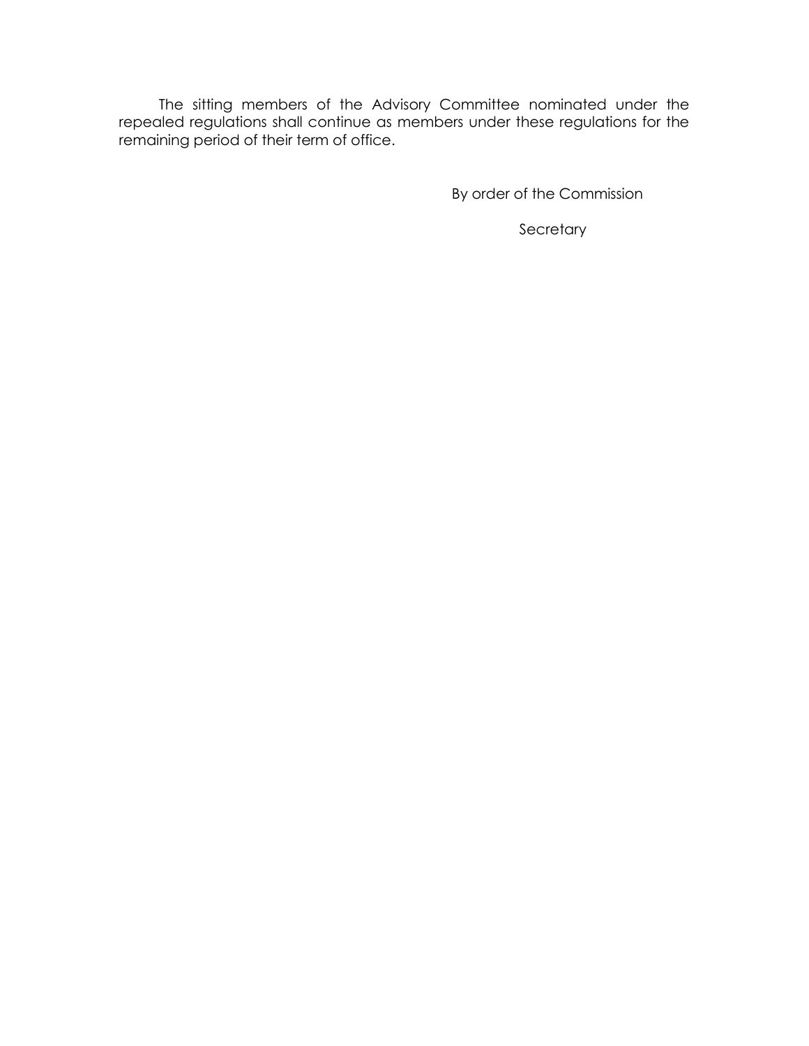The sitting members of the Advisory Committee nominated under the repealed regulations shall continue as members under these regulations for the remaining period of their term of office.

By order of the Commission

Secretary